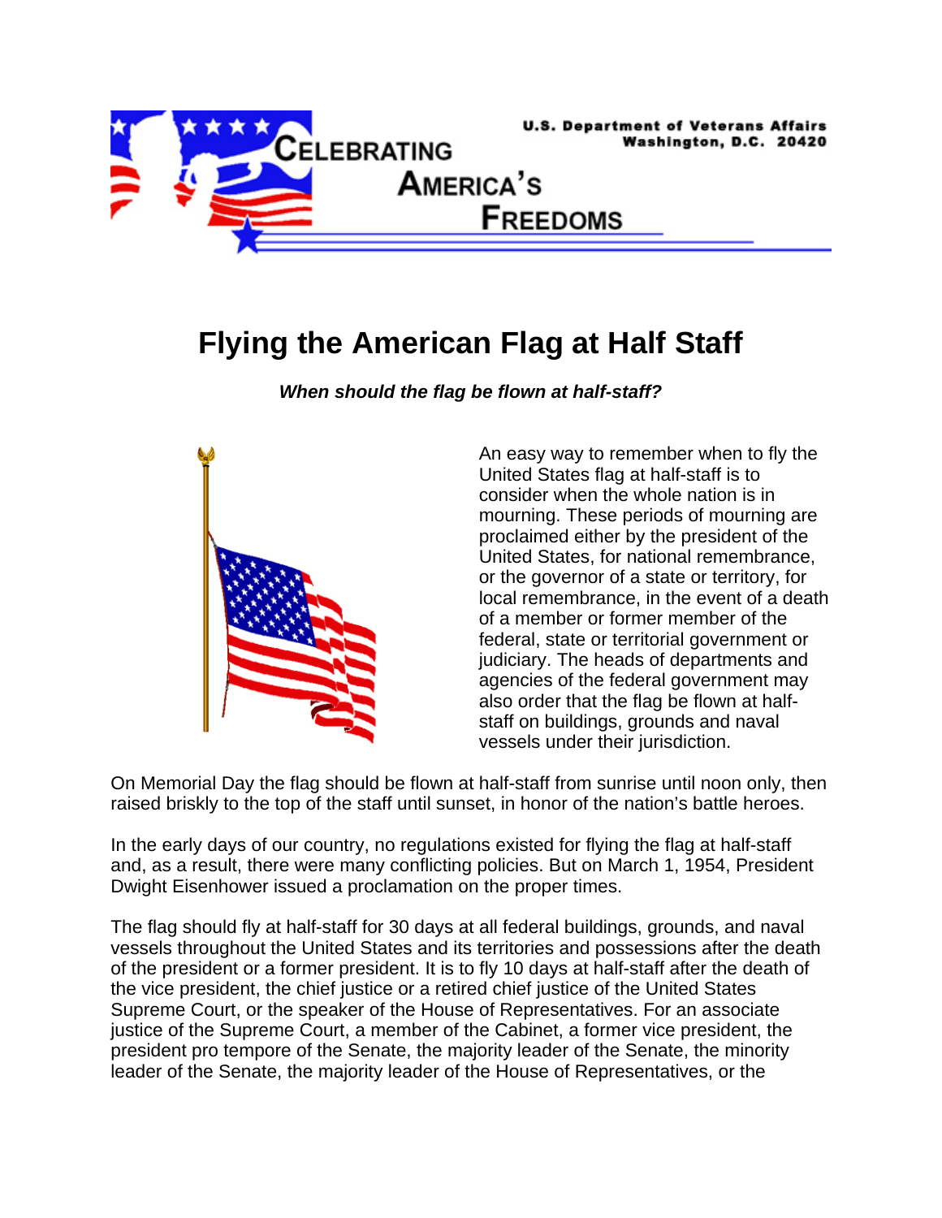U.S. Department of Veterans Affairs
Washington, D.C. 20420

Celebrating America's Freedoms

# Flying the American Flag at Half Staff

***When should the flag be flown at half-staff?***

An easy way to remember when to fly the United States flag at half-staff is to consider when the whole nation is in mourning. These periods of mourning are proclaimed either by the president of the United States, for national remembrance, or the governor of a state or territory, for local remembrance, in the event of a death of a member or former member of the federal, state or territorial government or judiciary. The heads of departments and agencies of the federal government may also order that the flag be flown at half-staff on buildings, grounds and naval vessels under their jurisdiction.

On Memorial Day the flag should be flown at half-staff from sunrise until noon only, then raised briskly to the top of the staff until sunset, in honor of the nation's battle heroes.

In the early days of our country, no regulations existed for flying the flag at half-staff and, as a result, there were many conflicting policies. But on March 1, 1954, President Dwight Eisenhower issued a proclamation on the proper times.

The flag should fly at half-staff for 30 days at all federal buildings, grounds, and naval vessels throughout the United States and its territories and possessions after the death of the president or a former president. It is to fly 10 days at half-staff after the death of the vice president, the chief justice or a retired chief justice of the United States Supreme Court, or the speaker of the House of Representatives. For an associate justice of the Supreme Court, a member of the Cabinet, a former vice president, the president pro tempore of the Senate, the majority leader of the Senate, the minority leader of the Senate, the majority leader of the House of Representatives, or the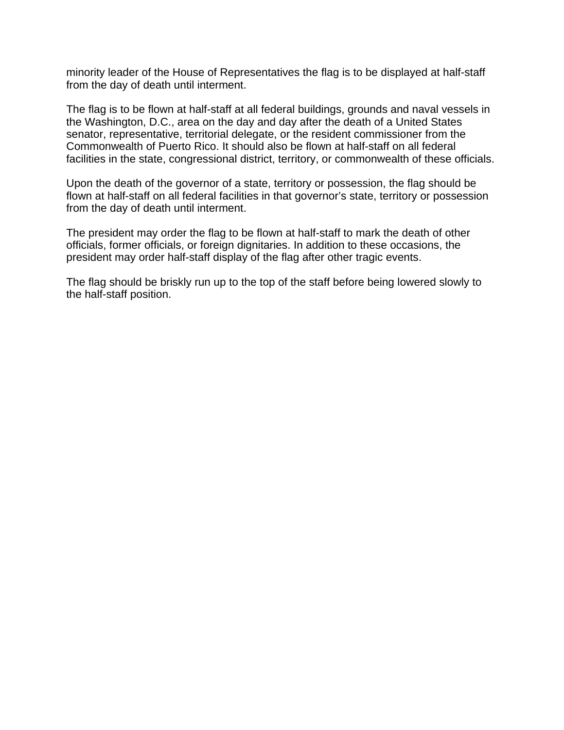minority leader of the House of Representatives the flag is to be displayed at half-staff from the day of death until interment.

The flag is to be flown at half-staff at all federal buildings, grounds and naval vessels in the Washington, D.C., area on the day and day after the death of a United States senator, representative, territorial delegate, or the resident commissioner from the Commonwealth of Puerto Rico. It should also be flown at half-staff on all federal facilities in the state, congressional district, territory, or commonwealth of these officials.

Upon the death of the governor of a state, territory or possession, the flag should be flown at half-staff on all federal facilities in that governor's state, territory or possession from the day of death until interment.

The president may order the flag to be flown at half-staff to mark the death of other officials, former officials, or foreign dignitaries. In addition to these occasions, the president may order half-staff display of the flag after other tragic events.

The flag should be briskly run up to the top of the staff before being lowered slowly to the half-staff position.